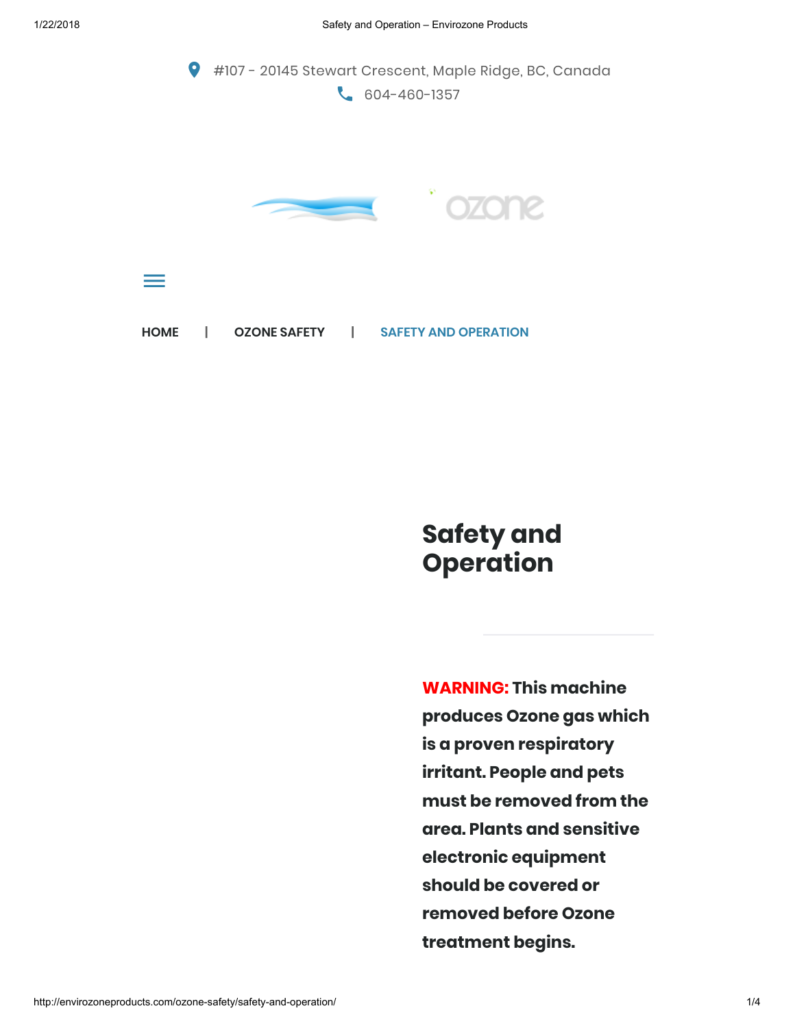#107 - 20145 Stewart Crescent, Maple Ridge, BC, Canada

604-460-1357

ozone

HOME | OZONE SAFETY | SAFETY AND OPERATION

# Safety and Operation

**WARNING: This machine produces Ozone gas which is a proven respiratory irritant. People and pets must be removed from the area. Plants and sensitive electronic equipment should be covered or removed before Ozone treatment begins.**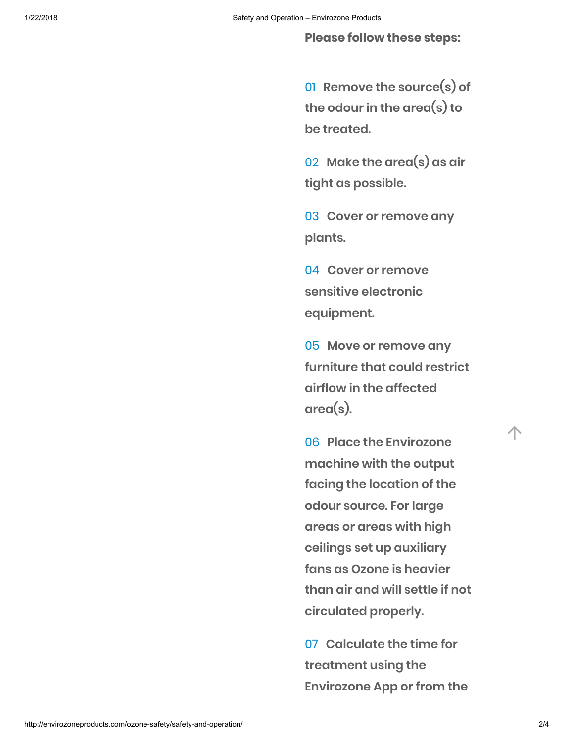**Please follow these steps:**

01 **Remove the source(s) of the odour in the area(s) to be treated.**

02 **Make the area(s) as air tight as possible.**

03 **Cover or remove any plants.**

04 **Cover or remove sensitive electronic equipment.**

05 **Move or remove any furniture that could restrict airflow in the affected area(s).**

06 **Place the Envirozone machine with the output facing the location of the odour source. For large areas or areas with high ceilings set up auxiliary fans as Ozone is heavier than air and will settle if not circulated properly.**

07 **Calculate the time for treatment using the Envirozone App or from the**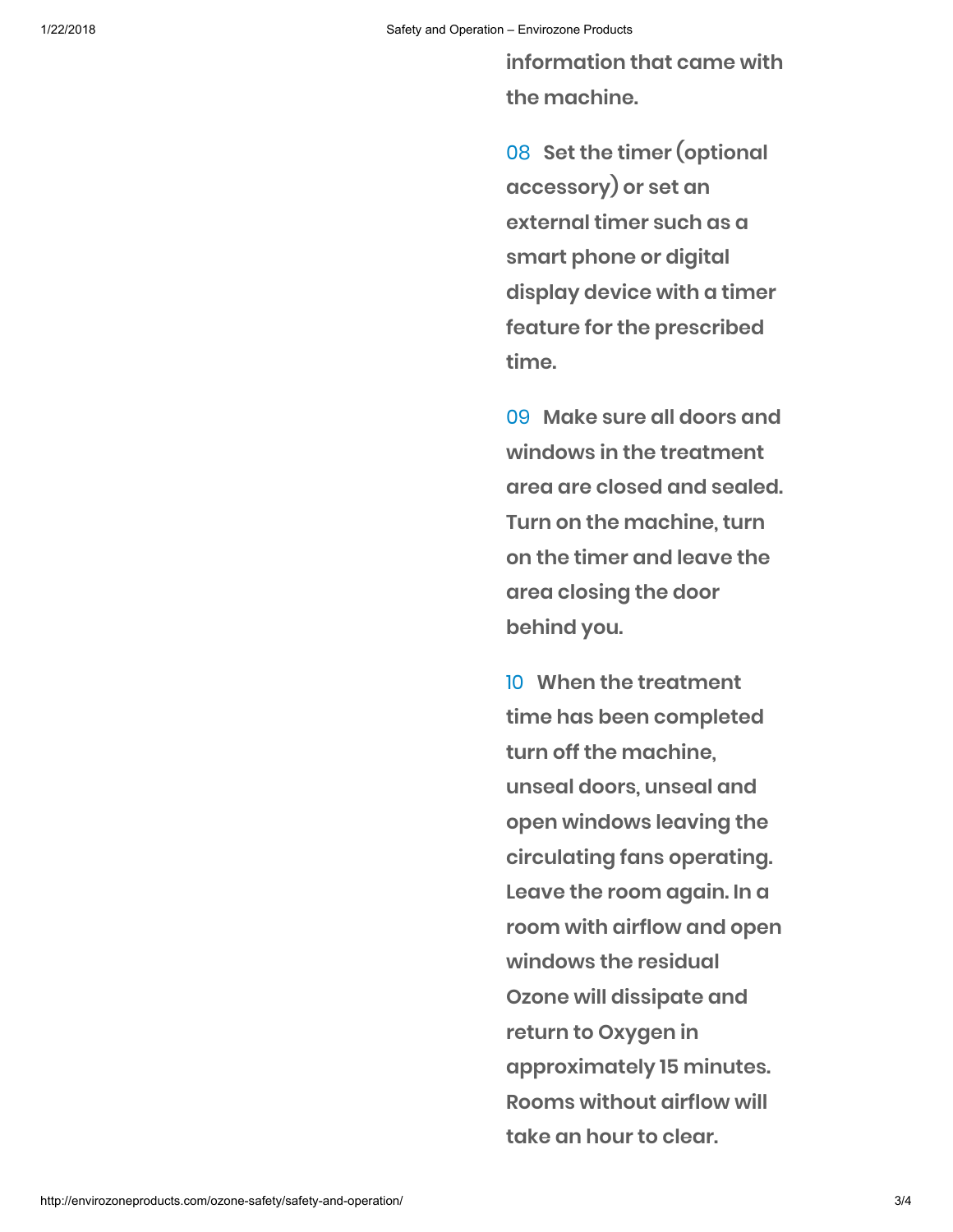information that came with the machine.

08 Set the timer (optional accessory) or set an external timer such as a smart phone or digital display device with a timer feature for the prescribed time.

09 Make sure all doors and windows in the treatment area are closed and sealed. Turn on the machine, turn on the timer and leave the area closing the door behind you.

10 When the treatment time has been completed turn off the machine, unseal doors, unseal and open windows leaving the circulating fans operating. Leave the room again. In a room with airflow and open windows the residual Ozone will dissipate and return to Oxygen in approximately 15 minutes. Rooms without airflow will take an hour to clear.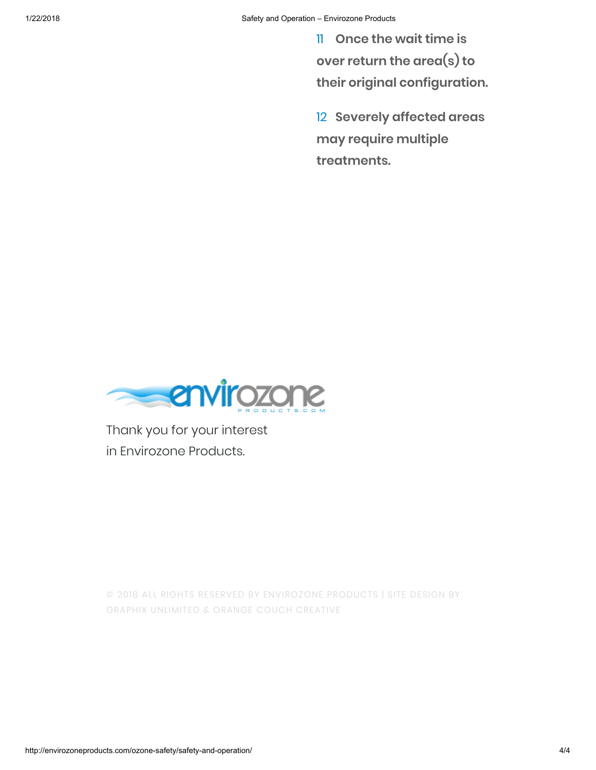11 **Once the wait time is over return the area(s) to their original configuration.**

12 **Severely affected areas may require multiple treatments.**

Thank you for your interest in Envirozone Products.

© 2018 ALL RIGHTS RESERVED BY ENVIROZONE PRODUCTS | SITE DESIGN BY GRAPHIX UNLIMITED & ORANGE COUCH CREATIVE